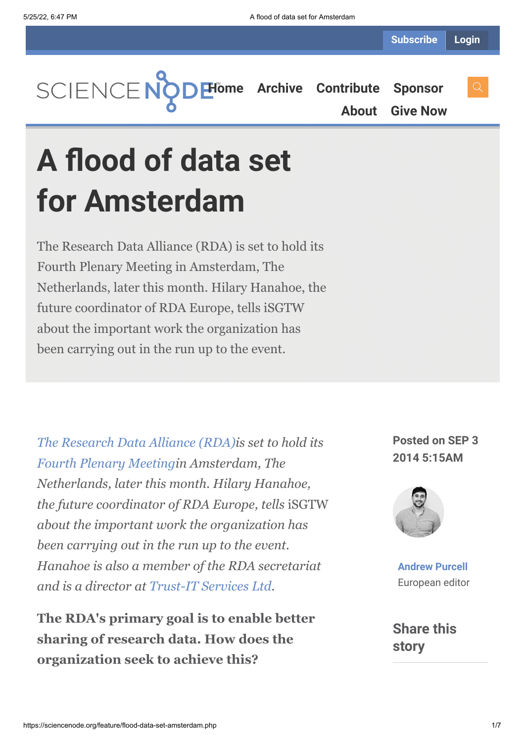Subscribe Login

SCIENCE NODE Home Archive Contribute Sponsor About Give Now

# A flood of data set for Amsterdam

The Research Data Alliance (RDA) is set to hold its Fourth Plenary Meeting in Amsterdam, The Netherlands, later this month. Hilary Hanahoe, the future coordinator of RDA Europe, tells iSGTW about the important work the organization has been carrying out in the run up to the event.

*The Research Data Alliance (RDA)is set to hold its Fourth Plenary Meetingin Amsterdam, The Netherlands, later this month. Hilary Hanahoe, the future coordinator of RDA Europe, tells* iSGTW *about the important work the organization has been carrying out in the run up to the event. Hanahoe is also a member of the RDA secretariat and is a director at Trust-IT Services Ltd.*

**The RDA's primary goal is to enable better sharing of research data. How does the organization seek to achieve this?**

**Posted on SEP 3 2014 5:15AM**

**Andrew Purcell**
European editor

**Share this story**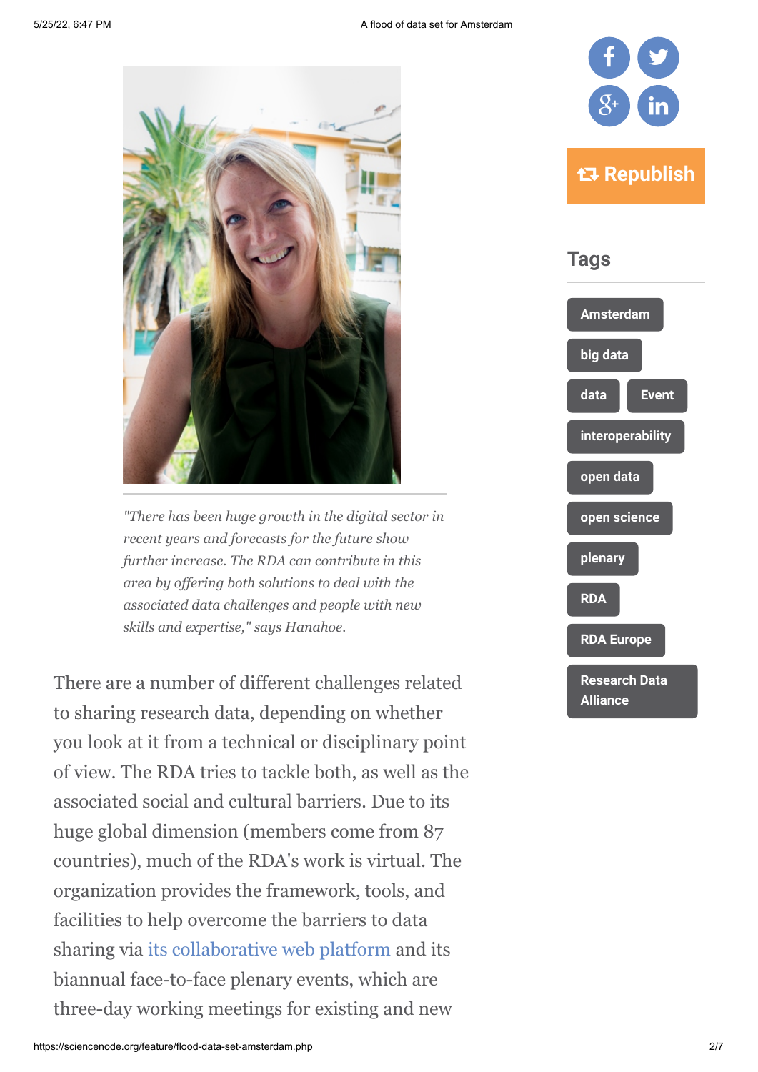*"There has been huge growth in the digital sector in recent years and forecasts for the future show further increase. The RDA can contribute in this area by offering both solutions to deal with the associated data challenges and people with new skills and expertise," says Hanahoe.*

There are a number of different challenges related to sharing research data, depending on whether you look at it from a technical or disciplinary point of view. The RDA tries to tackle both, as well as the associated social and cultural barriers. Due to its huge global dimension (members come from 87 countries), much of the RDA's work is virtual. The organization provides the framework, tools, and facilities to help overcome the barriers to data sharing via its collaborative web platform and its biannual face-to-face plenary events, which are three-day working meetings for existing and new

Republish

## Tags

- Amsterdam
- big data
- data
- Event
- interoperability
- open data
- open science
- plenary
- RDA
- RDA Europe
- Research Data Alliance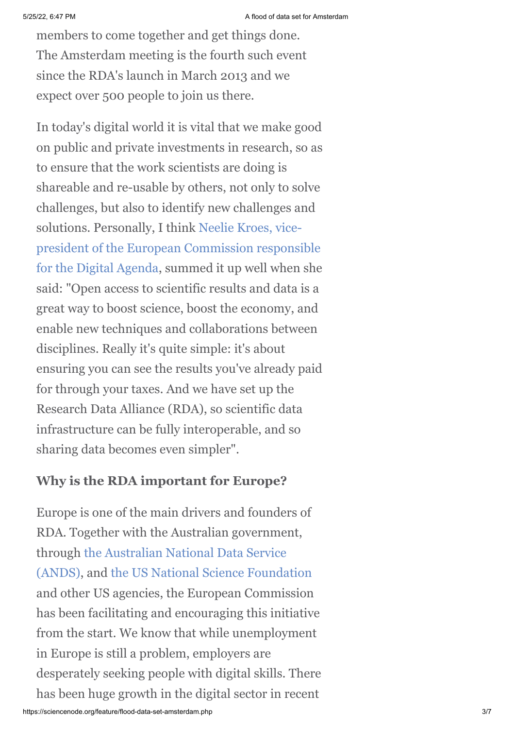members to come together and get things done. The Amsterdam meeting is the fourth such event since the RDA's launch in March 2013 and we expect over 500 people to join us there.

In today's digital world it is vital that we make good on public and private investments in research, so as to ensure that the work scientists are doing is shareable and re-usable by others, not only to solve challenges, but also to identify new challenges and solutions. Personally, I think Neelie Kroes, vice-president of the European Commission responsible for the Digital Agenda, summed it up well when she said: "Open access to scientific results and data is a great way to boost science, boost the economy, and enable new techniques and collaborations between disciplines. Really it's quite simple: it's about ensuring you can see the results you've already paid for through your taxes. And we have set up the Research Data Alliance (RDA), so scientific data infrastructure can be fully interoperable, and so sharing data becomes even simpler".

### Why is the RDA important for Europe?

Europe is one of the main drivers and founders of RDA. Together with the Australian government, through the Australian National Data Service (ANDS), and the US National Science Foundation and other US agencies, the European Commission has been facilitating and encouraging this initiative from the start. We know that while unemployment in Europe is still a problem, employers are desperately seeking people with digital skills. There has been huge growth in the digital sector in recent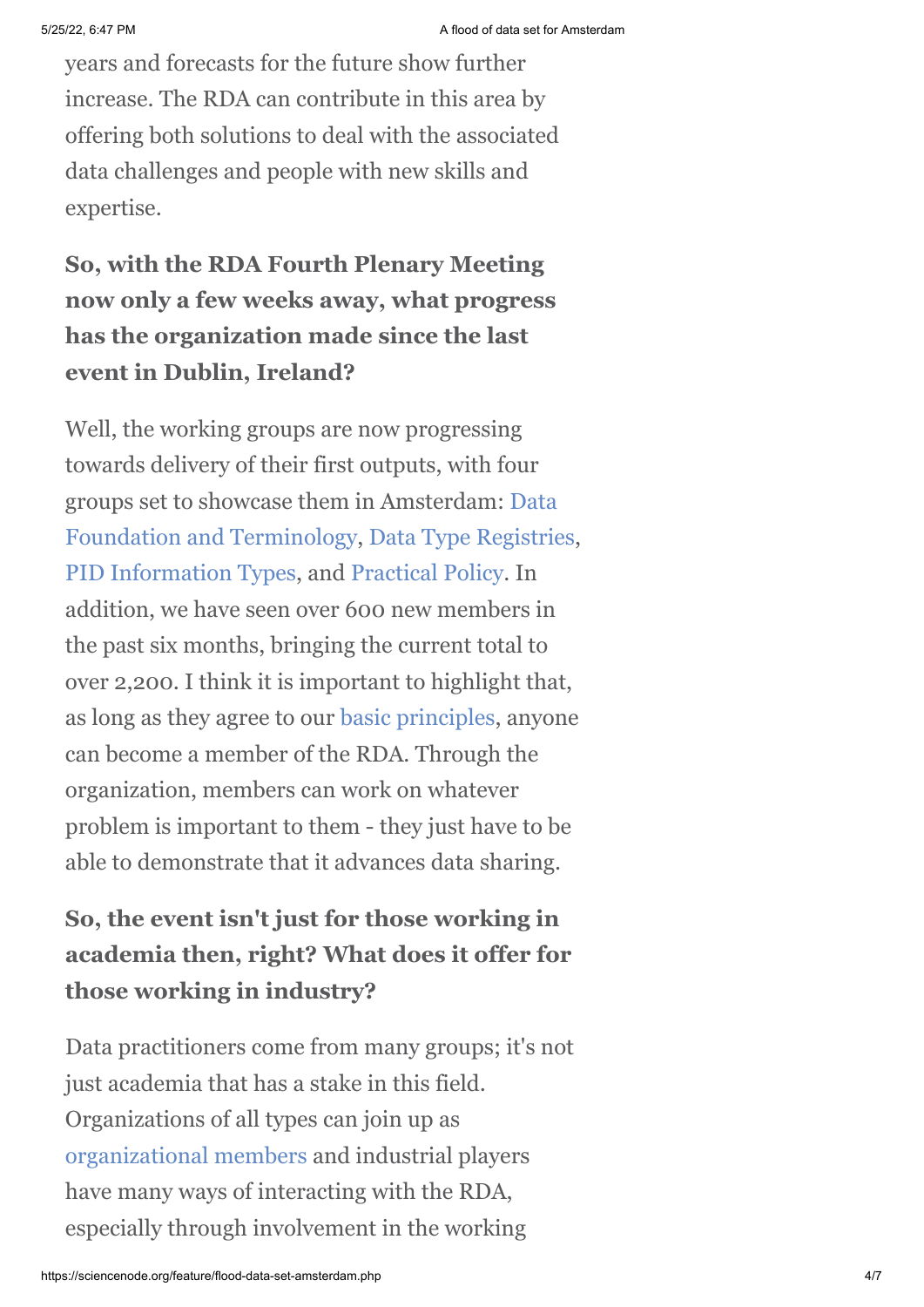years and forecasts for the future show further increase. The RDA can contribute in this area by offering both solutions to deal with the associated data challenges and people with new skills and expertise.

**So, with the RDA Fourth Plenary Meeting now only a few weeks away, what progress has the organization made since the last event in Dublin, Ireland?**

Well, the working groups are now progressing towards delivery of their first outputs, with four groups set to showcase them in Amsterdam: Data Foundation and Terminology, Data Type Registries, PID Information Types, and Practical Policy. In addition, we have seen over 600 new members in the past six months, bringing the current total to over 2,200. I think it is important to highlight that, as long as they agree to our basic principles, anyone can become a member of the RDA. Through the organization, members can work on whatever problem is important to them - they just have to be able to demonstrate that it advances data sharing.

**So, the event isn't just for those working in academia then, right? What does it offer for those working in industry?**

Data practitioners come from many groups; it's not just academia that has a stake in this field. Organizations of all types can join up as organizational members and industrial players have many ways of interacting with the RDA, especially through involvement in the working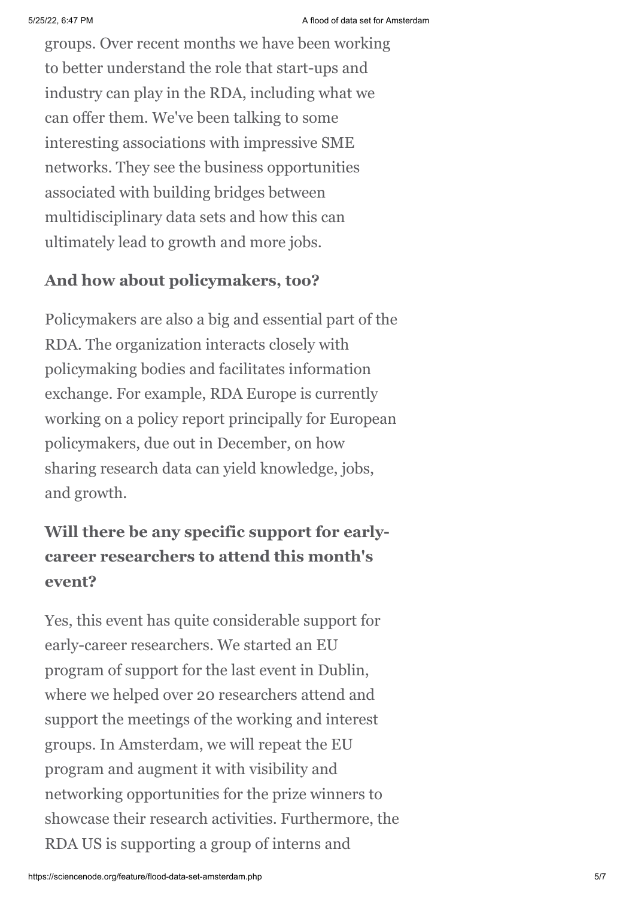groups. Over recent months we have been working to better understand the role that start-ups and industry can play in the RDA, including what we can offer them. We've been talking to some interesting associations with impressive SME networks. They see the business opportunities associated with building bridges between multidisciplinary data sets and how this can ultimately lead to growth and more jobs.

**And how about policymakers, too?**

Policymakers are also a big and essential part of the RDA. The organization interacts closely with policymaking bodies and facilitates information exchange. For example, RDA Europe is currently working on a policy report principally for European policymakers, due out in December, on how sharing research data can yield knowledge, jobs, and growth.

**Will there be any specific support for early-career researchers to attend this month's event?**

Yes, this event has quite considerable support for early-career researchers. We started an EU program of support for the last event in Dublin, where we helped over 20 researchers attend and support the meetings of the working and interest groups. In Amsterdam, we will repeat the EU program and augment it with visibility and networking opportunities for the prize winners to showcase their research activities. Furthermore, the RDA US is supporting a group of interns and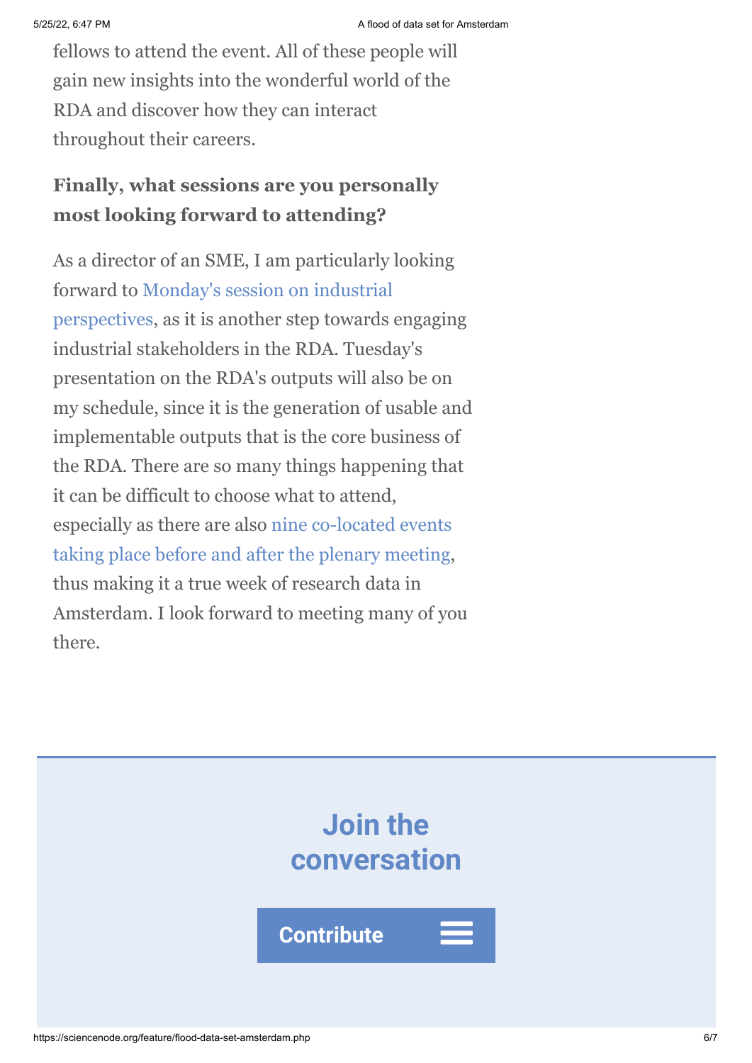fellows to attend the event. All of these people will gain new insights into the wonderful world of the RDA and discover how they can interact throughout their careers.

**Finally, what sessions are you personally most looking forward to attending?**

As a director of an SME, I am particularly looking forward to Monday's session on industrial perspectives, as it is another step towards engaging industrial stakeholders in the RDA. Tuesday's presentation on the RDA's outputs will also be on my schedule, since it is the generation of usable and implementable outputs that is the core business of the RDA. There are so many things happening that it can be difficult to choose what to attend, especially as there are also nine co-located events taking place before and after the plenary meeting, thus making it a true week of research data in Amsterdam. I look forward to meeting many of you there.

## Join the conversation

Contribute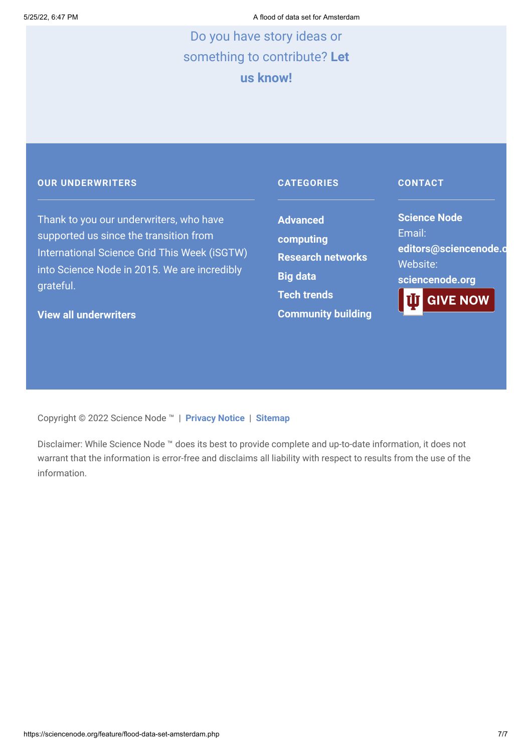Do you have story ideas or something to contribute? **Let us know!**

### OUR UNDERWRITERS

Thank to you our underwriters, who have supported us since the transition from International Science Grid This Week (iSGTW) into Science Node in 2015. We are incredibly grateful.

**View all underwriters**

### CATEGORIES

**Advanced computing**

**Research networks**

**Big data**

**Tech trends**

**Community building**

### CONTACT

**Science Node**

Email: **editors@sciencenode.o**

Website: **sciencenode.org**

GIVE NOW

Copyright © 2022 Science Node ™ | **Privacy Notice** | **Sitemap**

Disclaimer: While Science Node ™ does its best to provide complete and up-to-date information, it does not warrant that the information is error-free and disclaims all liability with respect to results from the use of the information.